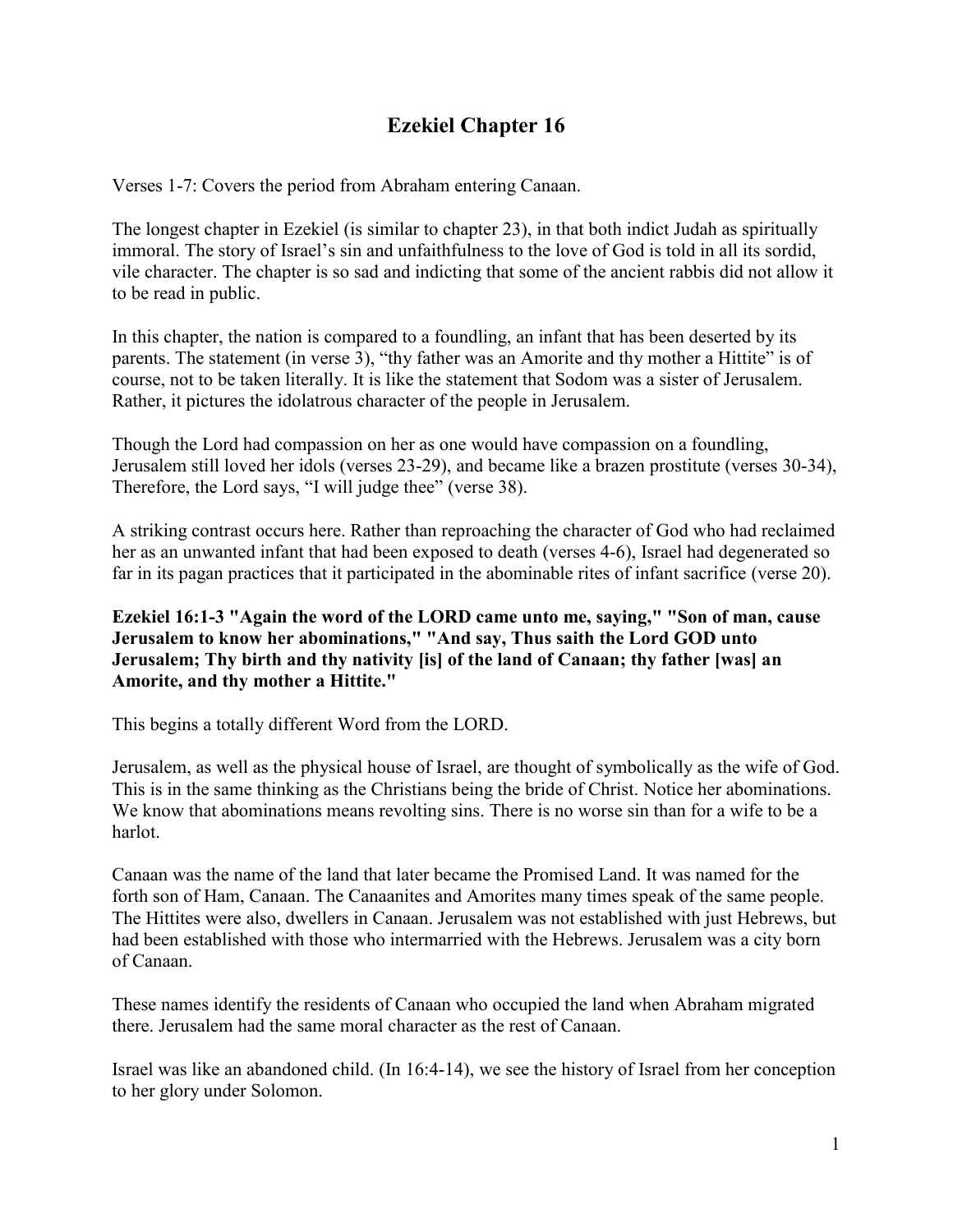# Ezekiel Chapter 16

Verses 1-7: Covers the period from Abraham entering Canaan.

The longest chapter in Ezekiel (is similar to chapter 23), in that both indict Judah as spiritually immoral. The story of Israel's sin and unfaithfulness to the love of God is told in all its sordid, vile character. The chapter is so sad and indicting that some of the ancient rabbis did not allow it to be read in public.

In this chapter, the nation is compared to a foundling, an infant that has been deserted by its parents. The statement (in verse 3), "thy father was an Amorite and thy mother a Hittite" is of course, not to be taken literally. It is like the statement that Sodom was a sister of Jerusalem. Rather, it pictures the idolatrous character of the people in Jerusalem.

Though the Lord had compassion on her as one would have compassion on a foundling, Jerusalem still loved her idols (verses 23-29), and became like a brazen prostitute (verses 30-34), Therefore, the Lord says, "I will judge thee" (verse 38).

A striking contrast occurs here. Rather than reproaching the character of God who had reclaimed her as an unwanted infant that had been exposed to death (verses 4-6), Israel had degenerated so far in its pagan practices that it participated in the abominable rites of infant sacrifice (verse 20).

**Ezekiel 16:1-3 "Again the word of the LORD came unto me, saying," "Son of man, cause Jerusalem to know her abominations," "And say, Thus saith the Lord GOD unto Jerusalem; Thy birth and thy nativity [is] of the land of Canaan; thy father [was] an Amorite, and thy mother a Hittite."**

This begins a totally different Word from the LORD.

Jerusalem, as well as the physical house of Israel, are thought of symbolically as the wife of God. This is in the same thinking as the Christians being the bride of Christ. Notice her abominations. We know that abominations means revolting sins. There is no worse sin than for a wife to be a harlot.

Canaan was the name of the land that later became the Promised Land. It was named for the forth son of Ham, Canaan. The Canaanites and Amorites many times speak of the same people. The Hittites were also, dwellers in Canaan. Jerusalem was not established with just Hebrews, but had been established with those who intermarried with the Hebrews. Jerusalem was a city born of Canaan.

These names identify the residents of Canaan who occupied the land when Abraham migrated there. Jerusalem had the same moral character as the rest of Canaan.

Israel was like an abandoned child. (In 16:4-14), we see the history of Israel from her conception to her glory under Solomon.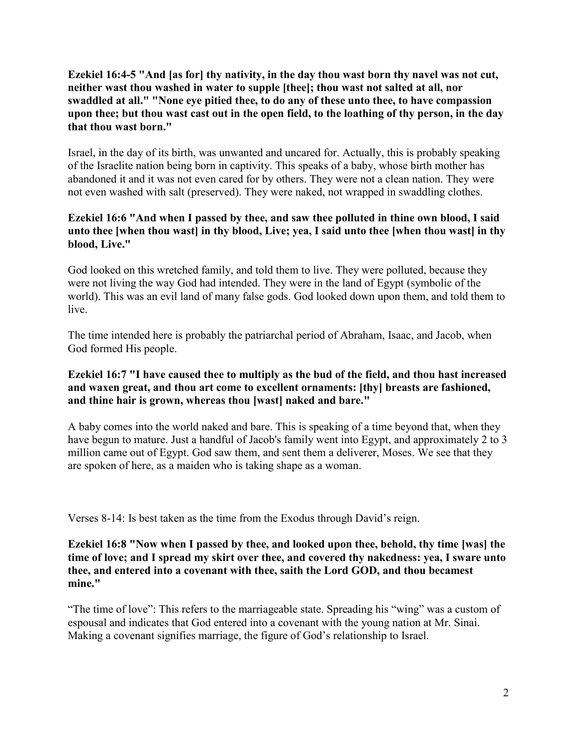**Ezekiel 16:4-5 "And [as for] thy nativity, in the day thou wast born thy navel was not cut, neither wast thou washed in water to supple [thee]; thou wast not salted at all, nor swaddled at all." "None eye pitied thee, to do any of these unto thee, to have compassion upon thee; but thou wast cast out in the open field, to the loathing of thy person, in the day that thou wast born."**

Israel, in the day of its birth, was unwanted and uncared for. Actually, this is probably speaking of the Israelite nation being born in captivity. This speaks of a baby, whose birth mother has abandoned it and it was not even cared for by others. They were not a clean nation. They were not even washed with salt (preserved). They were naked, not wrapped in swaddling clothes.

**Ezekiel 16:6 "And when I passed by thee, and saw thee polluted in thine own blood, I said unto thee [when thou wast] in thy blood, Live; yea, I said unto thee [when thou wast] in thy blood, Live."**

God looked on this wretched family, and told them to live. They were polluted, because they were not living the way God had intended. They were in the land of Egypt (symbolic of the world). This was an evil land of many false gods. God looked down upon them, and told them to live.

The time intended here is probably the patriarchal period of Abraham, Isaac, and Jacob, when God formed His people.

**Ezekiel 16:7 "I have caused thee to multiply as the bud of the field, and thou hast increased and waxen great, and thou art come to excellent ornaments: [thy] breasts are fashioned, and thine hair is grown, whereas thou [wast] naked and bare."**

A baby comes into the world naked and bare. This is speaking of a time beyond that, when they have begun to mature. Just a handful of Jacob's family went into Egypt, and approximately 2 to 3 million came out of Egypt. God saw them, and sent them a deliverer, Moses. We see that they are spoken of here, as a maiden who is taking shape as a woman.

Verses 8-14: Is best taken as the time from the Exodus through David's reign.

**Ezekiel 16:8 "Now when I passed by thee, and looked upon thee, behold, thy time [was] the time of love; and I spread my skirt over thee, and covered thy nakedness: yea, I sware unto thee, and entered into a covenant with thee, saith the Lord GOD, and thou becamest mine."**

"The time of love": This refers to the marriageable state. Spreading his "wing" was a custom of espousal and indicates that God entered into a covenant with the young nation at Mr. Sinai. Making a covenant signifies marriage, the figure of God's relationship to Israel.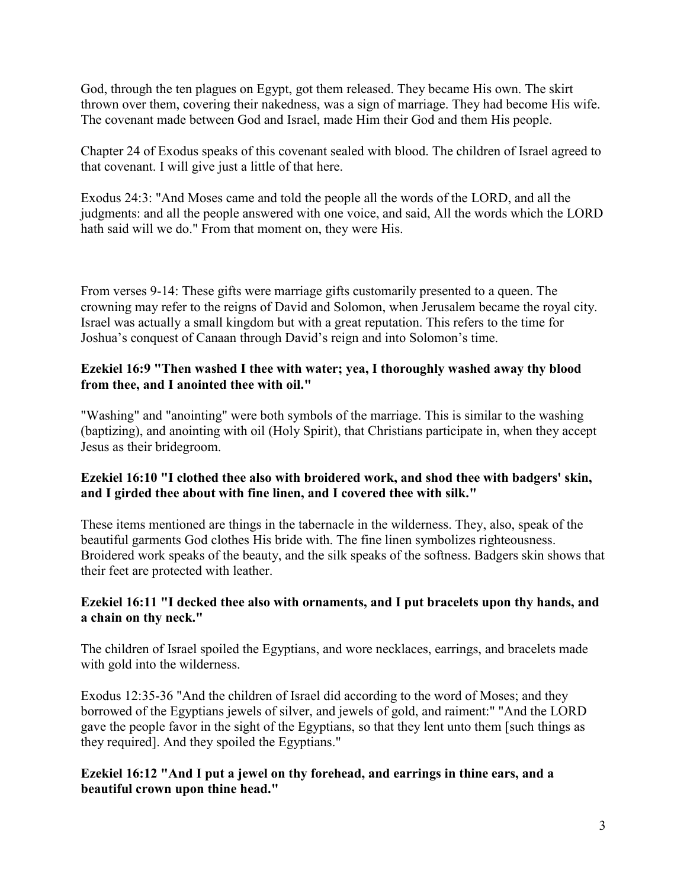God, through the ten plagues on Egypt, got them released. They became His own. The skirt thrown over them, covering their nakedness, was a sign of marriage. They had become His wife. The covenant made between God and Israel, made Him their God and them His people.

Chapter 24 of Exodus speaks of this covenant sealed with blood. The children of Israel agreed to that covenant. I will give just a little of that here.

Exodus 24:3: "And Moses came and told the people all the words of the LORD, and all the judgments: and all the people answered with one voice, and said, All the words which the LORD hath said will we do." From that moment on, they were His.

From verses 9-14: These gifts were marriage gifts customarily presented to a queen. The crowning may refer to the reigns of David and Solomon, when Jerusalem became the royal city. Israel was actually a small kingdom but with a great reputation. This refers to the time for Joshua's conquest of Canaan through David's reign and into Solomon's time.

**Ezekiel 16:9 "Then washed I thee with water; yea, I thoroughly washed away thy blood from thee, and I anointed thee with oil."**

"Washing" and "anointing" were both symbols of the marriage. This is similar to the washing (baptizing), and anointing with oil (Holy Spirit), that Christians participate in, when they accept Jesus as their bridegroom.

**Ezekiel 16:10 "I clothed thee also with broidered work, and shod thee with badgers' skin, and I girded thee about with fine linen, and I covered thee with silk."**

These items mentioned are things in the tabernacle in the wilderness. They, also, speak of the beautiful garments God clothes His bride with. The fine linen symbolizes righteousness. Broidered work speaks of the beauty, and the silk speaks of the softness. Badgers skin shows that their feet are protected with leather.

**Ezekiel 16:11 "I decked thee also with ornaments, and I put bracelets upon thy hands, and a chain on thy neck."**

The children of Israel spoiled the Egyptians, and wore necklaces, earrings, and bracelets made with gold into the wilderness.

Exodus 12:35-36 "And the children of Israel did according to the word of Moses; and they borrowed of the Egyptians jewels of silver, and jewels of gold, and raiment:" "And the LORD gave the people favor in the sight of the Egyptians, so that they lent unto them [such things as they required]. And they spoiled the Egyptians."

**Ezekiel 16:12 "And I put a jewel on thy forehead, and earrings in thine ears, and a beautiful crown upon thine head."**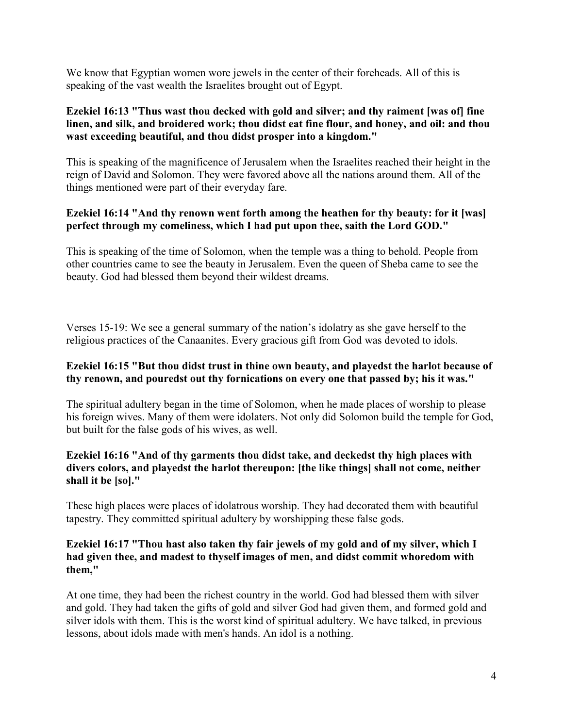We know that Egyptian women wore jewels in the center of their foreheads. All of this is speaking of the vast wealth the Israelites brought out of Egypt.

**Ezekiel 16:13 "Thus wast thou decked with gold and silver; and thy raiment [was of] fine linen, and silk, and broidered work; thou didst eat fine flour, and honey, and oil: and thou wast exceeding beautiful, and thou didst prosper into a kingdom."**

This is speaking of the magnificence of Jerusalem when the Israelites reached their height in the reign of David and Solomon. They were favored above all the nations around them. All of the things mentioned were part of their everyday fare.

**Ezekiel 16:14 "And thy renown went forth among the heathen for thy beauty: for it [was] perfect through my comeliness, which I had put upon thee, saith the Lord GOD."**

This is speaking of the time of Solomon, when the temple was a thing to behold. People from other countries came to see the beauty in Jerusalem. Even the queen of Sheba came to see the beauty. God had blessed them beyond their wildest dreams.

Verses 15-19: We see a general summary of the nation's idolatry as she gave herself to the religious practices of the Canaanites. Every gracious gift from God was devoted to idols.

**Ezekiel 16:15 "But thou didst trust in thine own beauty, and playedst the harlot because of thy renown, and pouredst out thy fornications on every one that passed by; his it was."**

The spiritual adultery began in the time of Solomon, when he made places of worship to please his foreign wives. Many of them were idolaters. Not only did Solomon build the temple for God, but built for the false gods of his wives, as well.

**Ezekiel 16:16 "And of thy garments thou didst take, and deckedst thy high places with divers colors, and playedst the harlot thereupon: [the like things] shall not come, neither shall it be [so]."**

These high places were places of idolatrous worship. They had decorated them with beautiful tapestry. They committed spiritual adultery by worshipping these false gods.

**Ezekiel 16:17 "Thou hast also taken thy fair jewels of my gold and of my silver, which I had given thee, and madest to thyself images of men, and didst commit whoredom with them,"**

At one time, they had been the richest country in the world. God had blessed them with silver and gold. They had taken the gifts of gold and silver God had given them, and formed gold and silver idols with them. This is the worst kind of spiritual adultery. We have talked, in previous lessons, about idols made with men's hands. An idol is a nothing.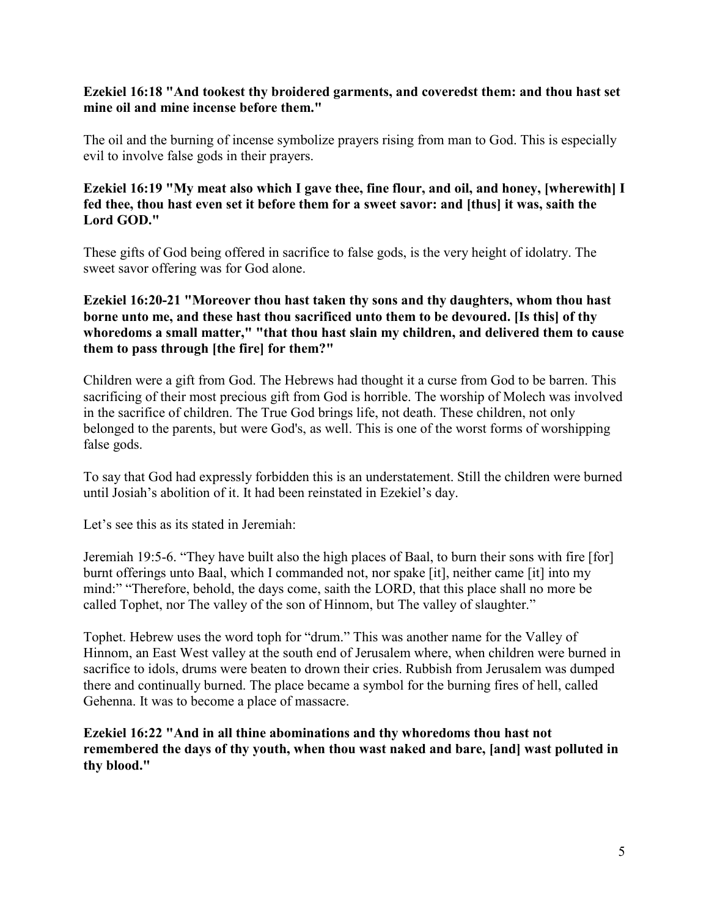**Ezekiel 16:18 "And tookest thy broidered garments, and coveredst them: and thou hast set mine oil and mine incense before them."**

The oil and the burning of incense symbolize prayers rising from man to God. This is especially evil to involve false gods in their prayers.

**Ezekiel 16:19 "My meat also which I gave thee, fine flour, and oil, and honey, [wherewith] I fed thee, thou hast even set it before them for a sweet savor: and [thus] it was, saith the Lord GOD."**

These gifts of God being offered in sacrifice to false gods, is the very height of idolatry. The sweet savor offering was for God alone.

**Ezekiel 16:20-21 "Moreover thou hast taken thy sons and thy daughters, whom thou hast borne unto me, and these hast thou sacrificed unto them to be devoured. [Is this] of thy whoredoms a small matter," "that thou hast slain my children, and delivered them to cause them to pass through [the fire] for them?"**

Children were a gift from God. The Hebrews had thought it a curse from God to be barren. This sacrificing of their most precious gift from God is horrible. The worship of Molech was involved in the sacrifice of children. The True God brings life, not death. These children, not only belonged to the parents, but were God's, as well. This is one of the worst forms of worshipping false gods.

To say that God had expressly forbidden this is an understatement. Still the children were burned until Josiah's abolition of it. It had been reinstated in Ezekiel's day.

Let's see this as its stated in Jeremiah:

Jeremiah 19:5-6. "They have built also the high places of Baal, to burn their sons with fire [for] burnt offerings unto Baal, which I commanded not, nor spake [it], neither came [it] into my mind:" "Therefore, behold, the days come, saith the LORD, that this place shall no more be called Tophet, nor The valley of the son of Hinnom, but The valley of slaughter."

Tophet. Hebrew uses the word toph for "drum." This was another name for the Valley of Hinnom, an East West valley at the south end of Jerusalem where, when children were burned in sacrifice to idols, drums were beaten to drown their cries. Rubbish from Jerusalem was dumped there and continually burned. The place became a symbol for the burning fires of hell, called Gehenna. It was to become a place of massacre.

**Ezekiel 16:22 "And in all thine abominations and thy whoredoms thou hast not remembered the days of thy youth, when thou wast naked and bare, [and] wast polluted in thy blood."**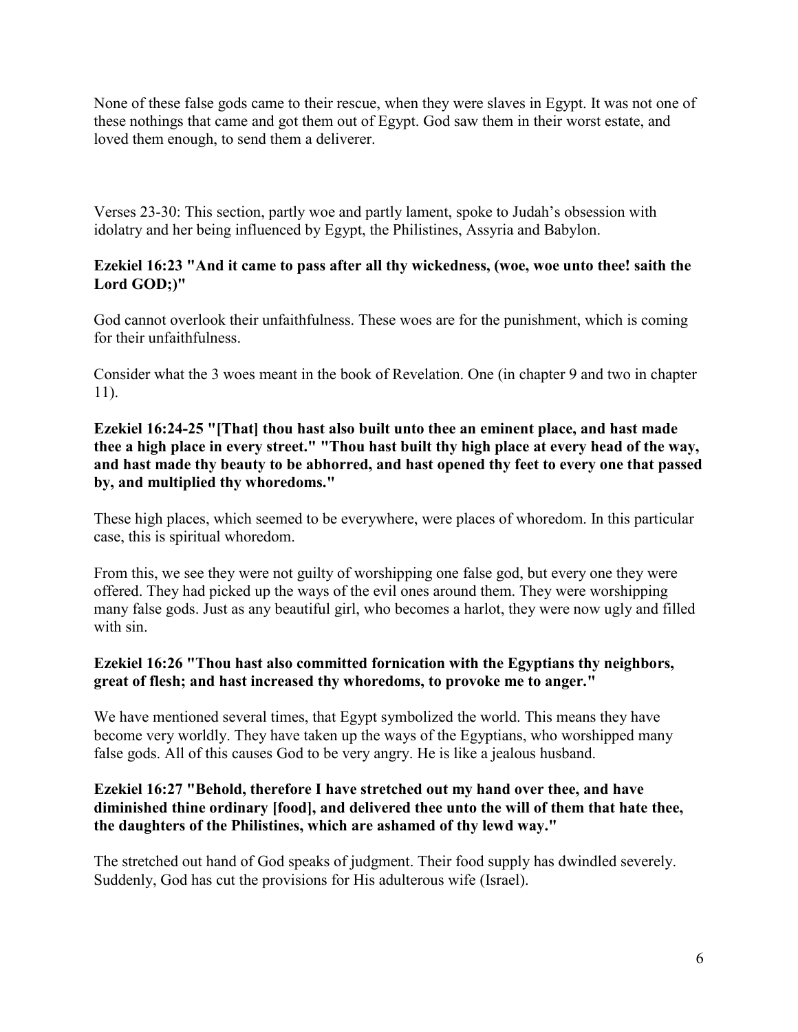None of these false gods came to their rescue, when they were slaves in Egypt. It was not one of these nothings that came and got them out of Egypt. God saw them in their worst estate, and loved them enough, to send them a deliverer.

Verses 23-30: This section, partly woe and partly lament, spoke to Judah's obsession with idolatry and her being influenced by Egypt, the Philistines, Assyria and Babylon.

**Ezekiel 16:23 "And it came to pass after all thy wickedness, (woe, woe unto thee! saith the Lord GOD;)"**

God cannot overlook their unfaithfulness. These woes are for the punishment, which is coming for their unfaithfulness.

Consider what the 3 woes meant in the book of Revelation. One (in chapter 9 and two in chapter 11).

**Ezekiel 16:24-25 "[That] thou hast also built unto thee an eminent place, and hast made thee a high place in every street." "Thou hast built thy high place at every head of the way, and hast made thy beauty to be abhorred, and hast opened thy feet to every one that passed by, and multiplied thy whoredoms."**

These high places, which seemed to be everywhere, were places of whoredom. In this particular case, this is spiritual whoredom.

From this, we see they were not guilty of worshipping one false god, but every one they were offered. They had picked up the ways of the evil ones around them. They were worshipping many false gods. Just as any beautiful girl, who becomes a harlot, they were now ugly and filled with sin.

**Ezekiel 16:26 "Thou hast also committed fornication with the Egyptians thy neighbors, great of flesh; and hast increased thy whoredoms, to provoke me to anger."**

We have mentioned several times, that Egypt symbolized the world. This means they have become very worldly. They have taken up the ways of the Egyptians, who worshipped many false gods. All of this causes God to be very angry. He is like a jealous husband.

**Ezekiel 16:27 "Behold, therefore I have stretched out my hand over thee, and have diminished thine ordinary [food], and delivered thee unto the will of them that hate thee, the daughters of the Philistines, which are ashamed of thy lewd way."**

The stretched out hand of God speaks of judgment. Their food supply has dwindled severely. Suddenly, God has cut the provisions for His adulterous wife (Israel).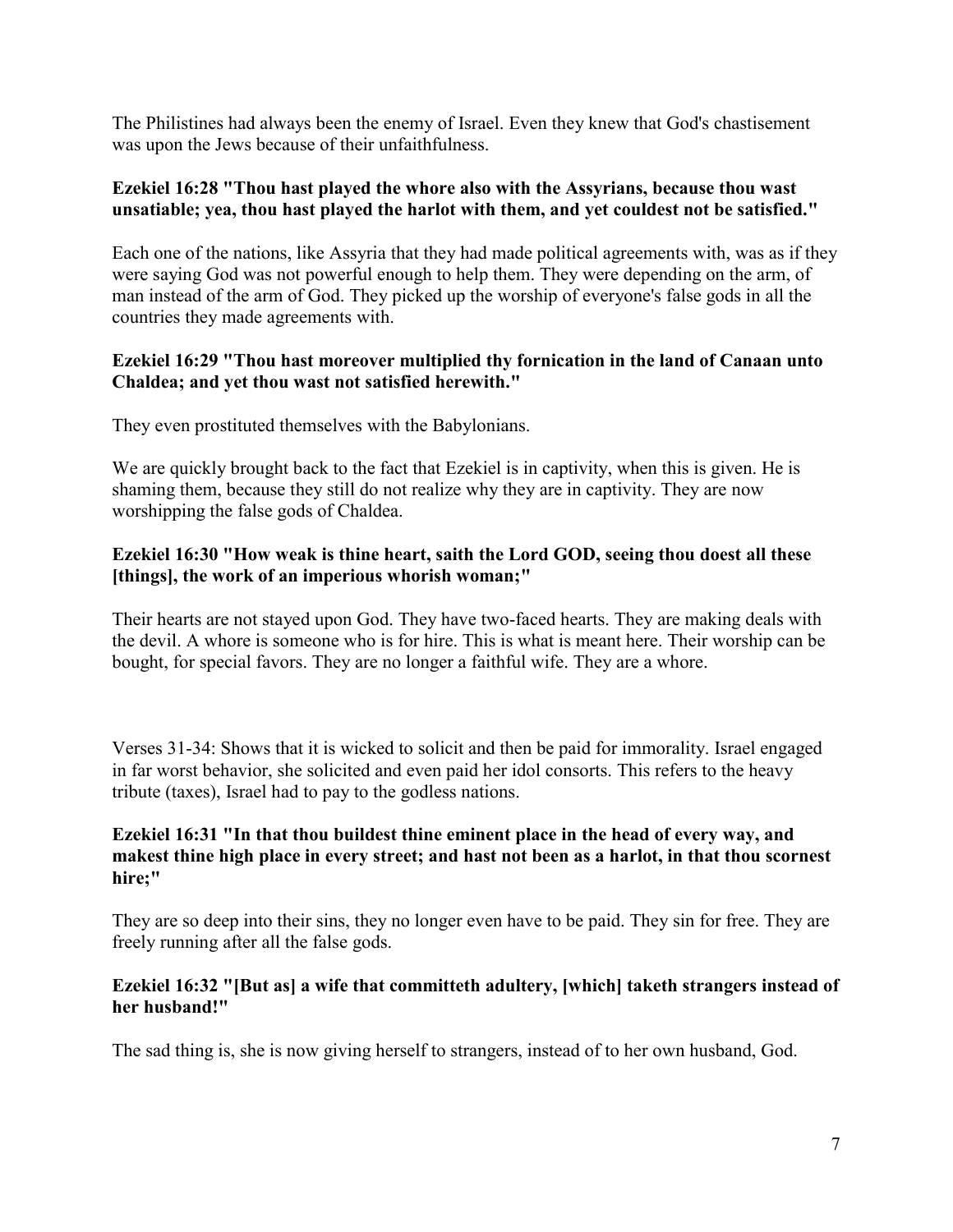The Philistines had always been the enemy of Israel. Even they knew that God's chastisement was upon the Jews because of their unfaithfulness.

**Ezekiel 16:28 "Thou hast played the whore also with the Assyrians, because thou wast unsatiable; yea, thou hast played the harlot with them, and yet couldest not be satisfied."**

Each one of the nations, like Assyria that they had made political agreements with, was as if they were saying God was not powerful enough to help them. They were depending on the arm, of man instead of the arm of God. They picked up the worship of everyone's false gods in all the countries they made agreements with.

**Ezekiel 16:29 "Thou hast moreover multiplied thy fornication in the land of Canaan unto Chaldea; and yet thou wast not satisfied herewith."**

They even prostituted themselves with the Babylonians.

We are quickly brought back to the fact that Ezekiel is in captivity, when this is given. He is shaming them, because they still do not realize why they are in captivity. They are now worshipping the false gods of Chaldea.

**Ezekiel 16:30 "How weak is thine heart, saith the Lord GOD, seeing thou doest all these [things], the work of an imperious whorish woman;"**

Their hearts are not stayed upon God. They have two-faced hearts. They are making deals with the devil. A whore is someone who is for hire. This is what is meant here. Their worship can be bought, for special favors. They are no longer a faithful wife. They are a whore.

Verses 31-34: Shows that it is wicked to solicit and then be paid for immorality. Israel engaged in far worst behavior, she solicited and even paid her idol consorts. This refers to the heavy tribute (taxes), Israel had to pay to the godless nations.

**Ezekiel 16:31 "In that thou buildest thine eminent place in the head of every way, and makest thine high place in every street; and hast not been as a harlot, in that thou scornest hire;"**

They are so deep into their sins, they no longer even have to be paid. They sin for free. They are freely running after all the false gods.

**Ezekiel 16:32 "[But as] a wife that committeth adultery, [which] taketh strangers instead of her husband!"**

The sad thing is, she is now giving herself to strangers, instead of to her own husband, God.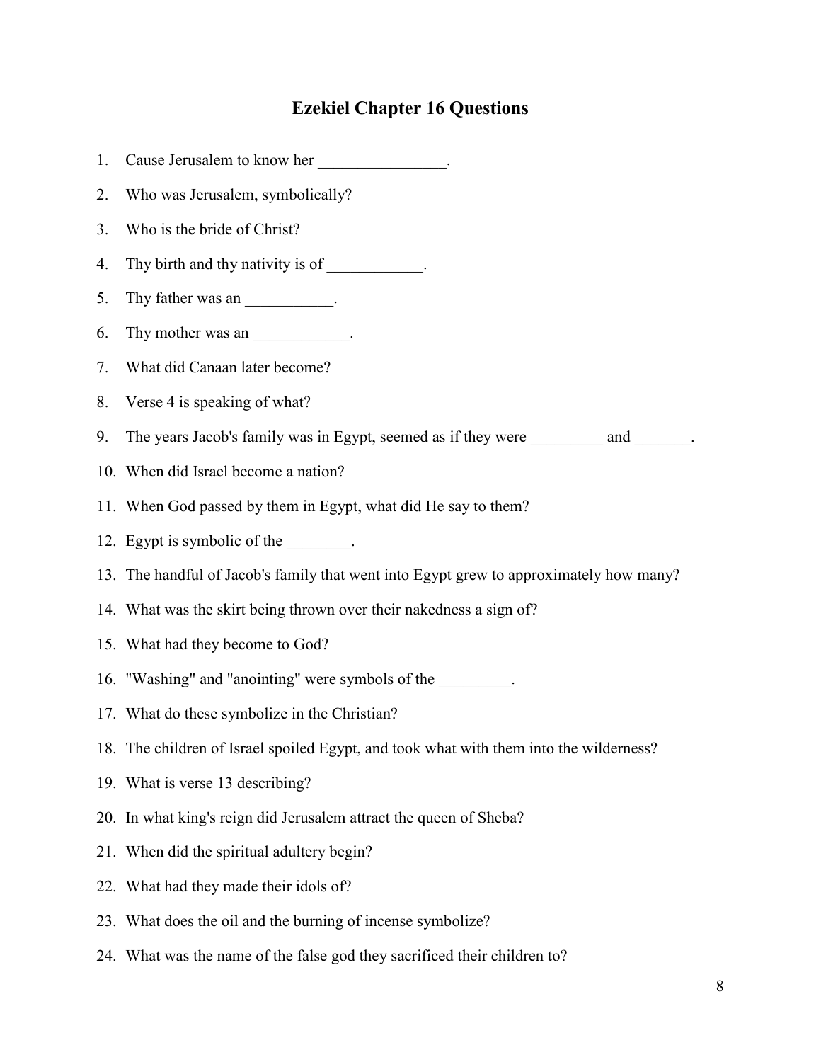# Ezekiel Chapter 16 Questions

1. Cause Jerusalem to know her ________________.
2. Who was Jerusalem, symbolically?
3. Who is the bride of Christ?
4. Thy birth and thy nativity is of ____________.
5. Thy father was an ___________.
6. Thy mother was an ____________.
7. What did Canaan later become?
8. Verse 4 is speaking of what?
9. The years Jacob's family was in Egypt, seemed as if they were _________ and _______.
10. When did Israel become a nation?
11. When God passed by them in Egypt, what did He say to them?
12. Egypt is symbolic of the ________.
13. The handful of Jacob's family that went into Egypt grew to approximately how many?
14. What was the skirt being thrown over their nakedness a sign of?
15. What had they become to God?
16. "Washing" and "anointing" were symbols of the _________.
17. What do these symbolize in the Christian?
18. The children of Israel spoiled Egypt, and took what with them into the wilderness?
19. What is verse 13 describing?
20. In what king's reign did Jerusalem attract the queen of Sheba?
21. When did the spiritual adultery begin?
22. What had they made their idols of?
23. What does the oil and the burning of incense symbolize?
24. What was the name of the false god they sacrificed their children to?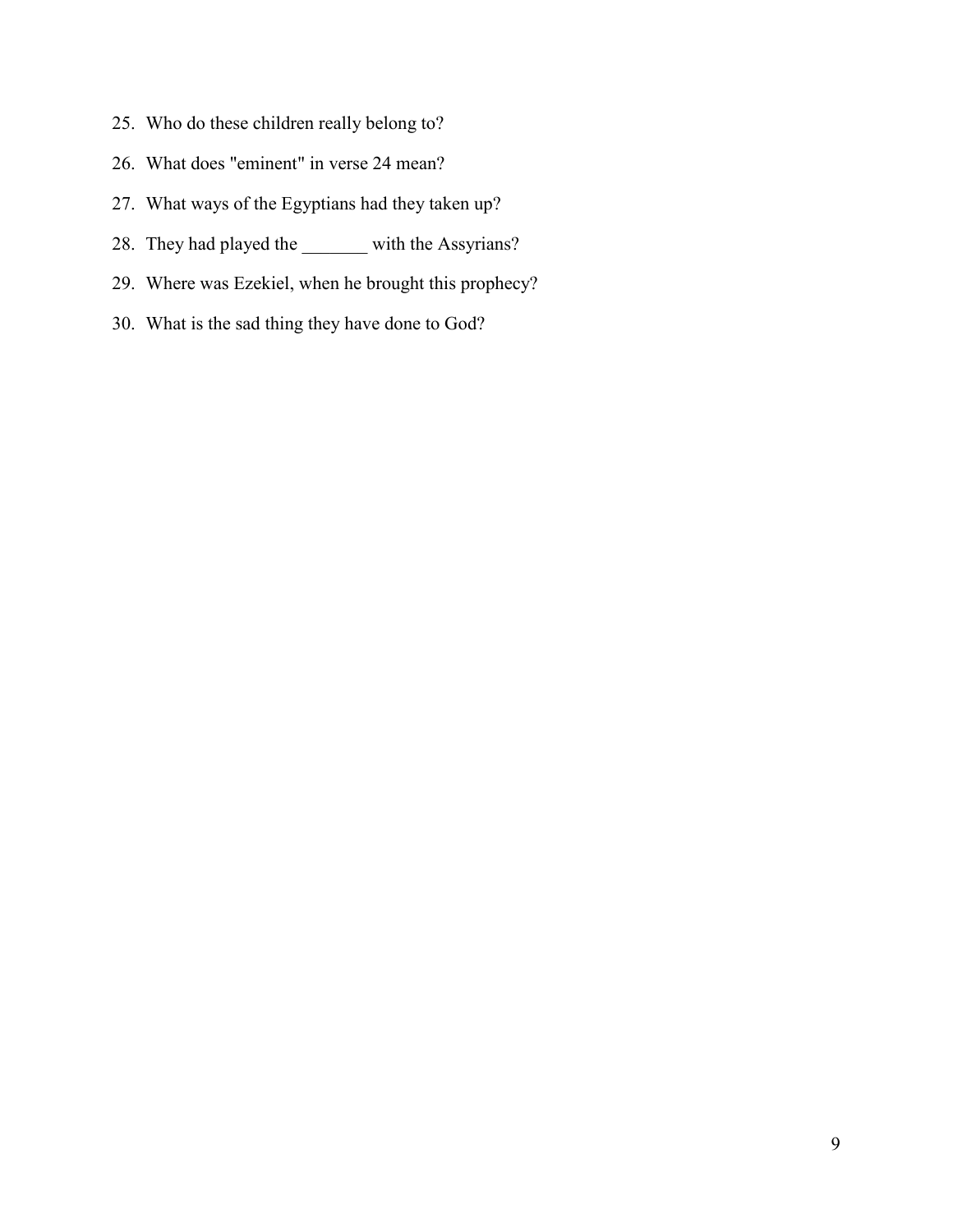25. Who do these children really belong to?
26. What does "eminent" in verse 24 mean?
27. What ways of the Egyptians had they taken up?
28. They had played the _______ with the Assyrians?
29. Where was Ezekiel, when he brought this prophecy?
30. What is the sad thing they have done to God?